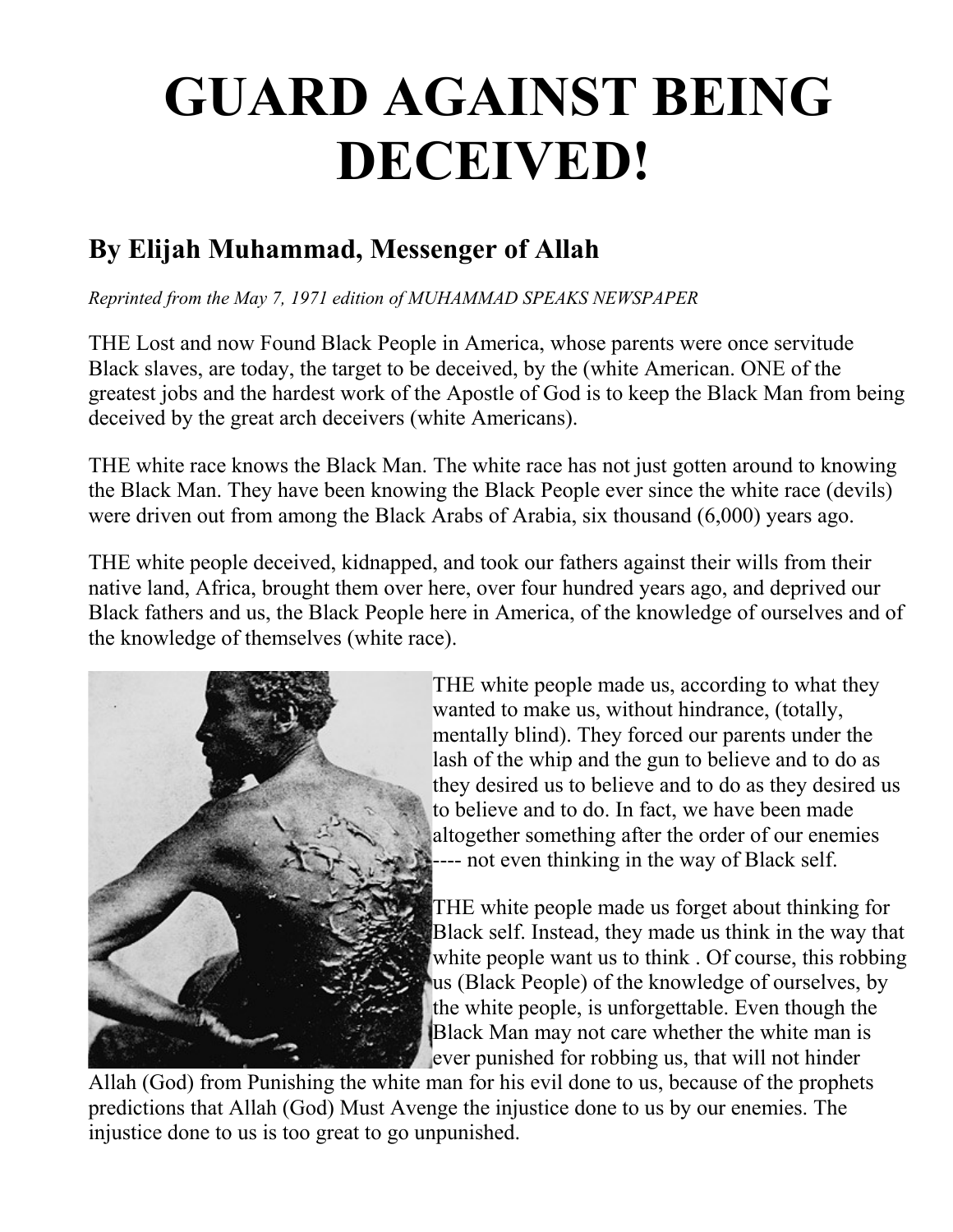# GUARD AGAINST BEING DECEIVED!

## By Elijah Muhammad, Messenger of Allah

*Reprinted from the May 7, 1971 edition of MUHAMMAD SPEAKS NEWSPAPER*

THE Lost and now Found Black People in America, whose parents were once servitude Black slaves, are today, the target to be deceived, by the (white American. ONE of the greatest jobs and the hardest work of the Apostle of God is to keep the Black Man from being deceived by the great arch deceivers (white Americans).

THE white race knows the Black Man. The white race has not just gotten around to knowing the Black Man. They have been knowing the Black People ever since the white race (devils) were driven out from among the Black Arabs of Arabia, six thousand (6,000) years ago.

THE white people deceived, kidnapped, and took our fathers against their wills from their native land, Africa, brought them over here, over four hundred years ago, and deprived our Black fathers and us, the Black People here in America, of the knowledge of ourselves and of the knowledge of themselves (white race).

THE white people made us, according to what they wanted to make us, without hindrance, (totally, mentally blind). They forced our parents under the lash of the whip and the gun to believe and to do as they desired us to believe and to do as they desired us to believe and to do. In fact, we have been made altogether something after the order of our enemies ---- not even thinking in the way of Black self.

THE white people made us forget about thinking for Black self. Instead, they made us think in the way that white people want us to think . Of course, this robbing us (Black People) of the knowledge of ourselves, by the white people, is unforgettable. Even though the Black Man may not care whether the white man is ever punished for robbing us, that will not hinder Allah (God) from Punishing the white man for his evil done to us, because of the prophets predictions that Allah (God) Must Avenge the injustice done to us by our enemies. The injustice done to us is too great to go unpunished.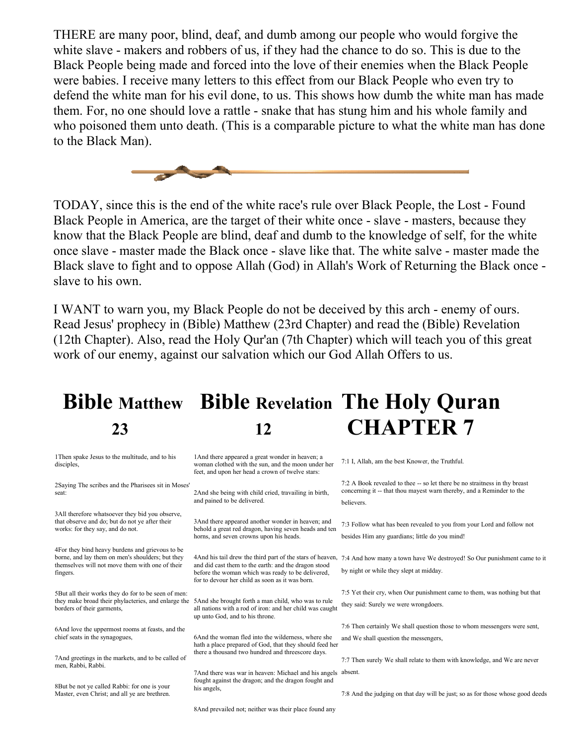THERE are many poor, blind, deaf, and dumb among our people who would forgive the white slave - makers and robbers of us, if they had the chance to do so. This is due to the Black People being made and forced into the love of their enemies when the Black People were babies. I receive many letters to this effect from our Black People who even try to defend the white man for his evil done, to us. This shows how dumb the white man has made them. For, no one should love a rattle - snake that has stung him and his whole family and who poisoned them unto death. (This is a comparable picture to what the white man has done to the Black Man).

TODAY, since this is the end of the white race's rule over Black People, the Lost - Found Black People in America, are the target of their white once - slave - masters, because they know that the Black People are blind, deaf and dumb to the knowledge of self, for the white once slave - master made the Black once - slave like that. The white salve - master made the Black slave to fight and to oppose Allah (God) in Allah's Work of Returning the Black once - slave to his own.

I WANT to warn you, my Black People do not be deceived by this arch - enemy of ours. Read Jesus' prophecy in (Bible) Matthew (23rd Chapter) and read the (Bible) Revelation (12th Chapter). Also, read the Holy Qur'an (7th Chapter) which will teach you of this great work of our enemy, against our salvation which our God Allah Offers to us.

| **Bible** Matthew 23 | **Bible** Revelation 12 | **The Holy Quran CHAPTER 7** |
|---|---|---|
| 1Then spake Jesus to the multitude, and to his disciples, | 1And there appeared a great wonder in heaven; a woman clothed with the sun, and the moon under her feet, and upon her head a crown of twelve stars: | 7:1 I, Allah, am the best Knower, the Truthful. |
| 2Saying The scribes and the Pharisees sit in Moses' seat: | 2And she being with child cried, travailing in birth, and pained to be delivered. | 7:2 A Book revealed to thee -- so let there be no straitness in thy breast concerning it -- that thou mayest warn thereby, and a Reminder to the believers. |
| 3All therefore whatsoever they bid you observe, that observe and do; but do not ye after their works: for they say, and do not. | 3And there appeared another wonder in heaven; and behold a great red dragon, having seven heads and ten horns, and seven crowns upon his heads. | 7:3 Follow what has been revealed to you from your Lord and follow not besides Him any guardians; little do you mind! |
| 4For they bind heavy burdens and grievous to be borne, and lay them on men's shoulders; but they themselves will not move them with one of their fingers. | 4And his tail drew the third part of the stars of heaven, and did cast them to the earth: and the dragon stood before the woman which was ready to be delivered, for to devour her child as soon as it was born. | 7:4 And how many a town have We destroyed! So Our punishment came to it by night or while they slept at midday. |
| 5But all their works they do for to be seen of men: they make broad their phylacteries, and enlarge the borders of their garments, | 5And she brought forth a man child, who was to rule all nations with a rod of iron: and her child was caught up unto God, and to his throne. | 7:5 Yet their cry, when Our punishment came to them, was nothing but that they said: Surely we were wrongdoers. |
| 6And love the uppermost rooms at feasts, and the chief seats in the synagogues, | 6And the woman fled into the wilderness, where she hath a place prepared of God, that they should feed her there a thousand two hundred and threescore days. | 7:6 Then certainly We shall question those to whom messengers were sent, and We shall question the messengers, |
| 7And greetings in the markets, and to be called of men, Rabbi, Rabbi. | 7And there was war in heaven: Michael and his angels fought against the dragon; and the dragon fought and his angels, | 7:7 Then surely We shall relate to them with knowledge, and We are never absent. |
| 8But be not ye called Rabbi: for one is your Master, even Christ; and all ye are brethren. | 8And prevailed not; neither was their place found any | 7:8 And the judging on that day will be just; so as for those whose good deeds |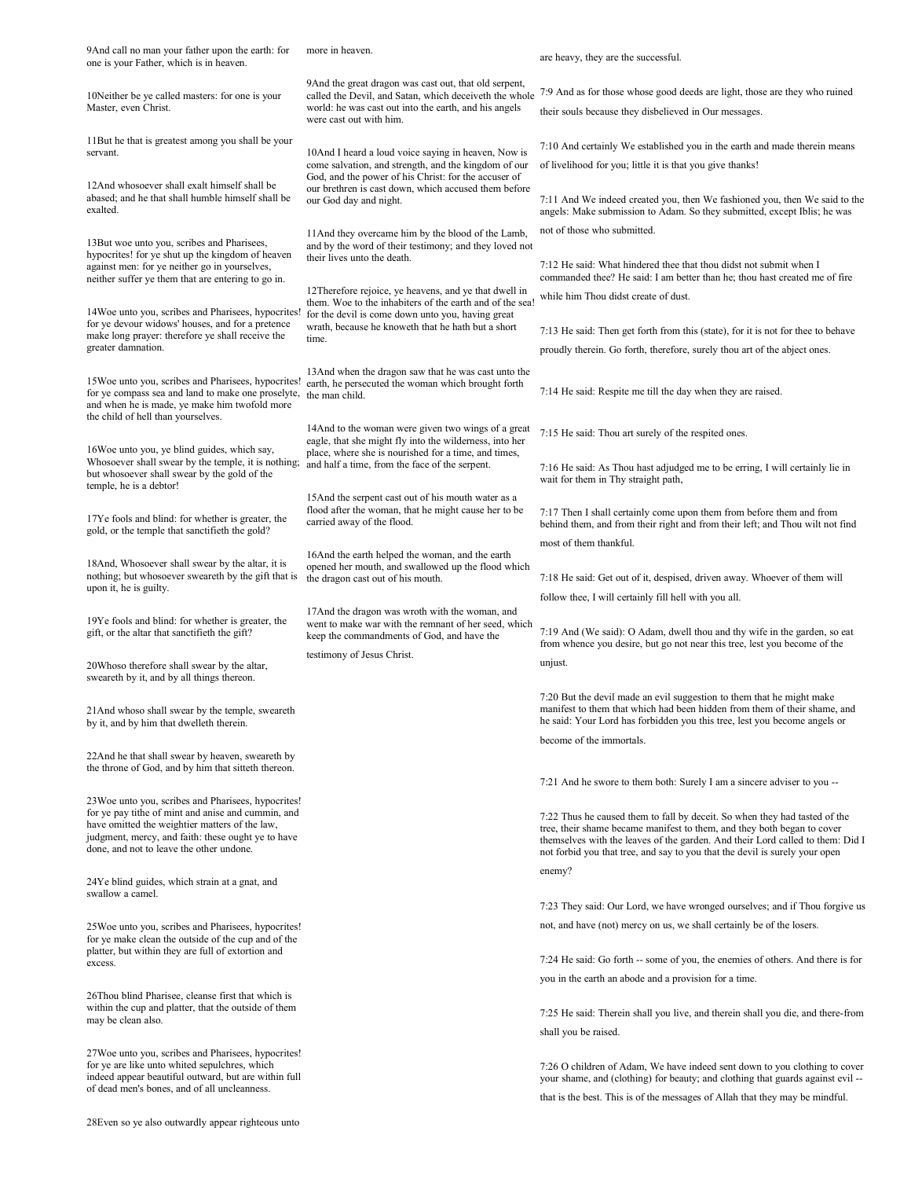9And call no man your father upon the earth: for one is your Father, which is in heaven.

10Neither be ye called masters: for one is your Master, even Christ.

11But he that is greatest among you shall be your servant.

12And whosoever shall exalt himself shall be abased; and he that shall humble himself shall be exalted.

13But woe unto you, scribes and Pharisees, hypocrites! for ye shut up the kingdom of heaven against men: for ye neither go in yourselves, neither suffer ye them that are entering to go in.

14Woe unto you, scribes and Pharisees, hypocrites! for ye devour widows' houses, and for a pretence make long prayer: therefore ye shall receive the greater damnation.

15Woe unto you, scribes and Pharisees, hypocrites! for ye compass sea and land to make one proselyte, and when he is made, ye make him twofold more the child of hell than yourselves.

16Woe unto you, ye blind guides, which say, Whosoever shall swear by the temple, it is nothing; but whosoever shall swear by the gold of the temple, he is a debtor!

17Ye fools and blind: for whether is greater, the gold, or the temple that sanctifieth the gold?

18And, Whosoever shall swear by the altar, it is nothing; but whosoever sweareth by the gift that is upon it, he is guilty.

19Ye fools and blind: for whether is greater, the gift, or the altar that sanctifieth the gift?

20Whoso therefore shall swear by the altar, sweareth by it, and by all things thereon.

21And whoso shall swear by the temple, sweareth by it, and by him that dwelleth therein.

22And he that shall swear by heaven, sweareth by the throne of God, and by him that sitteth thereon.

23Woe unto you, scribes and Pharisees, hypocrites! for ye pay tithe of mint and anise and cummin, and have omitted the weightier matters of the law, judgment, mercy, and faith: these ought ye to have done, and not to leave the other undone.

24Ye blind guides, which strain at a gnat, and swallow a camel.

25Woe unto you, scribes and Pharisees, hypocrites! for ye make clean the outside of the cup and of the platter, but within they are full of extortion and excess.

26Thou blind Pharisee, cleanse first that which is within the cup and platter, that the outside of them may be clean also.

27Woe unto you, scribes and Pharisees, hypocrites! for ye are like unto whited sepulchres, which indeed appear beautiful outward, but are within full of dead men's bones, and of all uncleanness.

28Even so ye also outwardly appear righteous unto

more in heaven.

9And the great dragon was cast out, that old serpent, called the Devil, and Satan, which deceiveth the whole world: he was cast out into the earth, and his angels were cast out with him.

10And I heard a loud voice saying in heaven, Now is come salvation, and strength, and the kingdom of our God, and the power of his Christ: for the accuser of our brethren is cast down, which accused them before our God day and night.

11And they overcame him by the blood of the Lamb, and by the word of their testimony; and they loved not their lives unto the death.

12Therefore rejoice, ye heavens, and ye that dwell in them. Woe to the inhabiters of the earth and of the sea! for the devil is come down unto you, having great wrath, because he knoweth that he hath but a short time.

13And when the dragon saw that he was cast unto the earth, he persecuted the woman which brought forth the man child.

14And to the woman were given two wings of a great eagle, that she might fly into the wilderness, into her place, where she is nourished for a time, and times, and half a time, from the face of the serpent.

15And the serpent cast out of his mouth water as a flood after the woman, that he might cause her to be carried away of the flood.

16And the earth helped the woman, and the earth opened her mouth, and swallowed up the flood which the dragon cast out of his mouth.

17And the dragon was wroth with the woman, and went to make war with the remnant of her seed, which keep the commandments of God, and have the testimony of Jesus Christ.

are heavy, they are the successful.

7:9 And as for those whose good deeds are light, those are they who ruined their souls because they disbelieved in Our messages.

7:10 And certainly We established you in the earth and made therein means of livelihood for you; little it is that you give thanks!

7:11 And We indeed created you, then We fashioned you, then We said to the angels: Make submission to Adam. So they submitted, except Iblis; he was not of those who submitted.

7:12 He said: What hindered thee that thou didst not submit when I commanded thee? He said: I am better than he; thou hast created me of fire while him Thou didst create of dust.

7:13 He said: Then get forth from this (state), for it is not for thee to behave proudly therein. Go forth, therefore, surely thou art of the abject ones.

7:14 He said: Respite me till the day when they are raised.

7:15 He said: Thou art surely of the respited ones.

7:16 He said: As Thou hast adjudged me to be erring, I will certainly lie in wait for them in Thy straight path,

7:17 Then I shall certainly come upon them from before them and from behind them, and from their right and from their left; and Thou wilt not find most of them thankful.

7:18 He said: Get out of it, despised, driven away. Whoever of them will follow thee, I will certainly fill hell with you all.

7:19 And (We said): O Adam, dwell thou and thy wife in the garden, so eat from whence you desire, but go not near this tree, lest you become of the unjust.

7:20 But the devil made an evil suggestion to them that he might make manifest to them that which had been hidden from them of their shame, and he said: Your Lord has forbidden you this tree, lest you become angels or become of the immortals.

7:21 And he swore to them both: Surely I am a sincere adviser to you --

7:22 Thus he caused them to fall by deceit. So when they had tasted of the tree, their shame became manifest to them, and they both began to cover themselves with the leaves of the garden. And their Lord called to them: Did I not forbid you that tree, and say to you that the devil is surely your open enemy?

7:23 They said: Our Lord, we have wronged ourselves; and if Thou forgive us not, and have (not) mercy on us, we shall certainly be of the losers.

7:24 He said: Go forth -- some of you, the enemies of others. And there is for you in the earth an abode and a provision for a time.

7:25 He said: Therein shall you live, and therein shall you die, and there-from shall you be raised.

7:26 O children of Adam, We have indeed sent down to you clothing to cover your shame, and (clothing) for beauty; and clothing that guards against evil -- that is the best. This is of the messages of Allah that they may be mindful.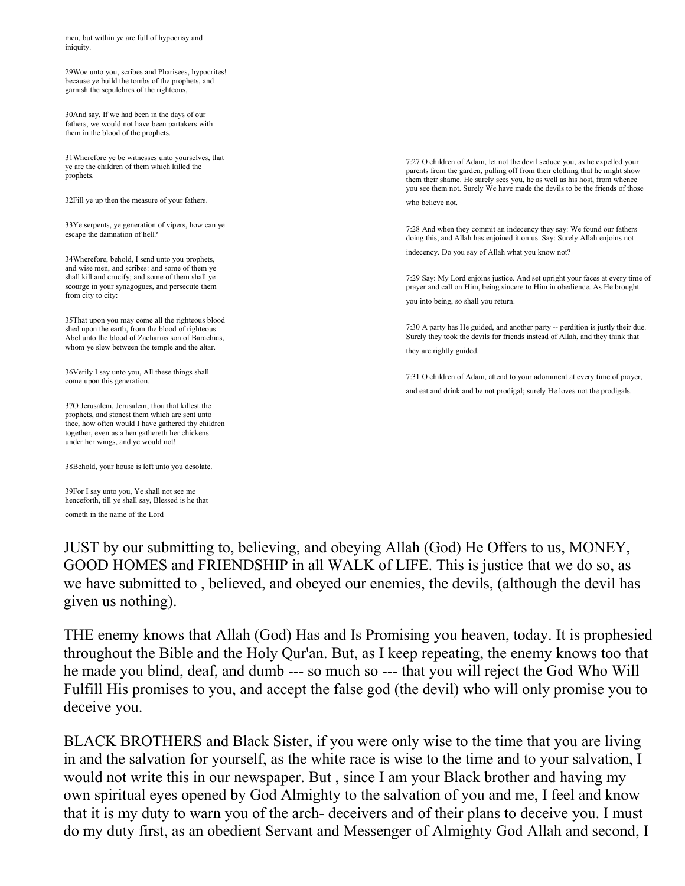men, but within ye are full of hypocrisy and iniquity.

29Woe unto you, scribes and Pharisees, hypocrites! because ye build the tombs of the prophets, and garnish the sepulchres of the righteous,

30And say, If we had been in the days of our fathers, we would not have been partakers with them in the blood of the prophets.

31Wherefore ye be witnesses unto yourselves, that ye are the children of them which killed the prophets.

32Fill ye up then the measure of your fathers.

33Ye serpents, ye generation of vipers, how can ye escape the damnation of hell?

34Wherefore, behold, I send unto you prophets, and wise men, and scribes: and some of them ye shall kill and crucify; and some of them shall ye scourge in your synagogues, and persecute them from city to city:

35That upon you may come all the righteous blood shed upon the earth, from the blood of righteous Abel unto the blood of Zacharias son of Barachias, whom ye slew between the temple and the altar.

36Verily I say unto you, All these things shall come upon this generation.

37O Jerusalem, Jerusalem, thou that killest the prophets, and stonest them which are sent unto thee, how often would I have gathered thy children together, even as a hen gathereth her chickens under her wings, and ye would not!

38Behold, your house is left unto you desolate.

39For I say unto you, Ye shall not see me henceforth, till ye shall say, Blessed is he that cometh in the name of the Lord

7:27 O children of Adam, let not the devil seduce you, as he expelled your parents from the garden, pulling off from their clothing that he might show them their shame. He surely sees you, he as well as his host, from whence you see them not. Surely We have made the devils to be the friends of those who believe not.

7:28 And when they commit an indecency they say: We found our fathers doing this, and Allah has enjoined it on us. Say: Surely Allah enjoins not indecency. Do you say of Allah what you know not?

7:29 Say: My Lord enjoins justice. And set upright your faces at every time of prayer and call on Him, being sincere to Him in obedience. As He brought you into being, so shall you return.

7:30 A party has He guided, and another party -- perdition is justly their due. Surely they took the devils for friends instead of Allah, and they think that they are rightly guided.

7:31 O children of Adam, attend to your adornment at every time of prayer, and eat and drink and be not prodigal; surely He loves not the prodigals.

JUST by our submitting to, believing, and obeying Allah (God) He Offers to us, MONEY, GOOD HOMES and FRIENDSHIP in all WALK of LIFE. This is justice that we do so, as we have submitted to , believed, and obeyed our enemies, the devils, (although the devil has given us nothing).

THE enemy knows that Allah (God) Has and Is Promising you heaven, today. It is prophesied throughout the Bible and the Holy Qur'an. But, as I keep repeating, the enemy knows too that he made you blind, deaf, and dumb --- so much so --- that you will reject the God Who Will Fulfill His promises to you, and accept the false god (the devil) who will only promise you to deceive you.

BLACK BROTHERS and Black Sister, if you were only wise to the time that you are living in and the salvation for yourself, as the white race is wise to the time and to your salvation, I would not write this in our newspaper. But , since I am your Black brother and having my own spiritual eyes opened by God Almighty to the salvation of you and me, I feel and know that it is my duty to warn you of the arch- deceivers and of their plans to deceive you. I must do my duty first, as an obedient Servant and Messenger of Almighty God Allah and second, I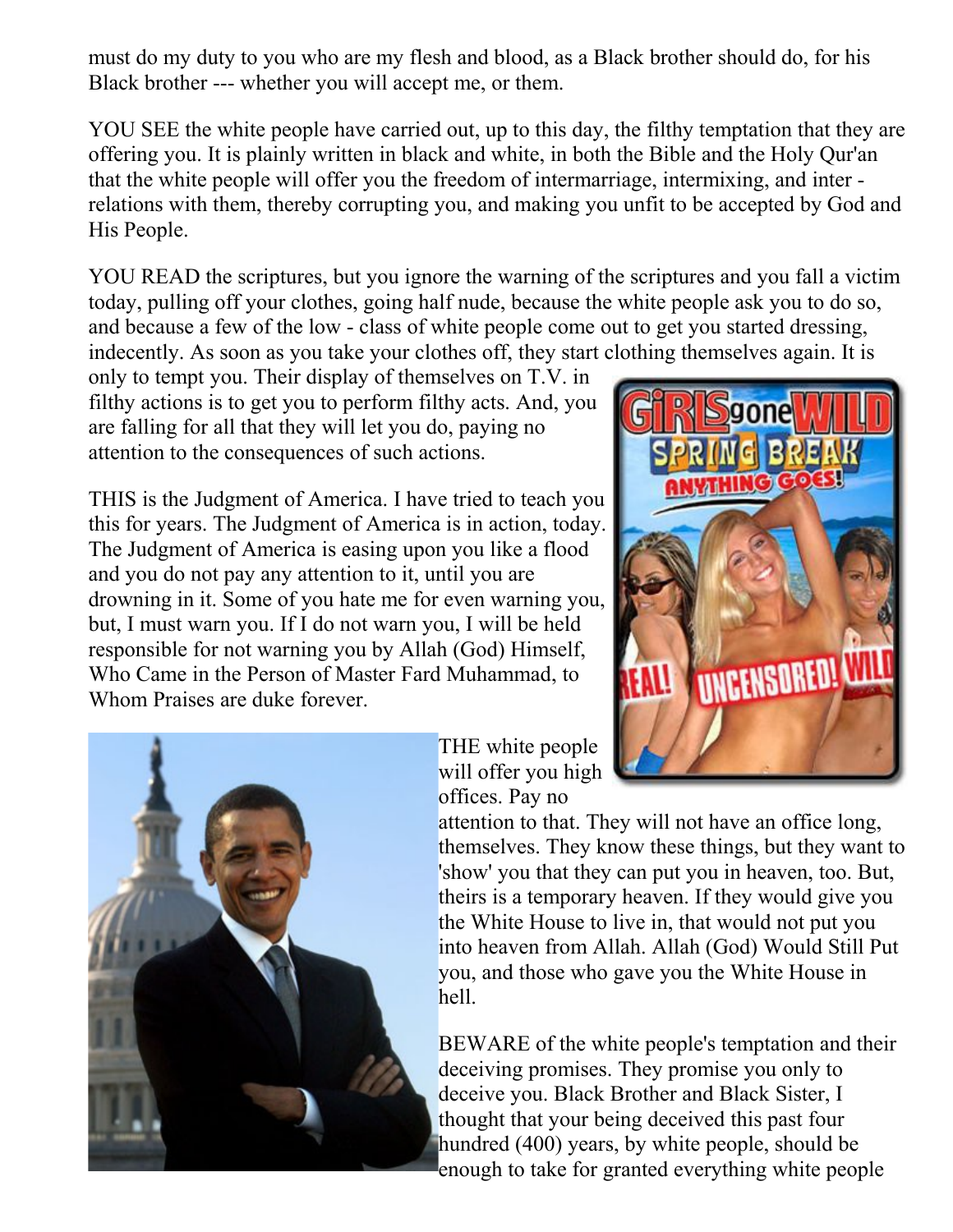must do my duty to you who are my flesh and blood, as a Black brother should do, for his Black brother --- whether you will accept me, or them.

YOU SEE the white people have carried out, up to this day, the filthy temptation that they are offering you. It is plainly written in black and white, in both the Bible and the Holy Qur'an that the white people will offer you the freedom of intermarriage, intermixing, and inter - relations with them, thereby corrupting you, and making you unfit to be accepted by God and His People.

YOU READ the scriptures, but you ignore the warning of the scriptures and you fall a victim today, pulling off your clothes, going half nude, because the white people ask you to do so, and because a few of the low - class of white people come out to get you started dressing, indecently. As soon as you take your clothes off, they start clothing themselves again. It is only to tempt you. Their display of themselves on T.V. in filthy actions is to get you to perform filthy acts. And, you are falling for all that they will let you do, paying no attention to the consequences of such actions.

THIS is the Judgment of America. I have tried to teach you this for years. The Judgment of America is in action, today. The Judgment of America is easing upon you like a flood and you do not pay any attention to it, until you are drowning in it. Some of you hate me for even warning you, but, I must warn you. If I do not warn you, I will be held responsible for not warning you by Allah (God) Himself, Who Came in the Person of Master Fard Muhammad, to Whom Praises are duke forever.

THE white people will offer you high offices. Pay no attention to that. They will not have an office long, themselves. They know these things, but they want to 'show' you that they can put you in heaven, too. But, theirs is a temporary heaven. If they would give you the White House to live in, that would not put you into heaven from Allah. Allah (God) Would Still Put you, and those who gave you the White House in hell.

BEWARE of the white people's temptation and their deceiving promises. They promise you only to deceive you. Black Brother and Black Sister, I thought that your being deceived this past four hundred (400) years, by white people, should be enough to take for granted everything white people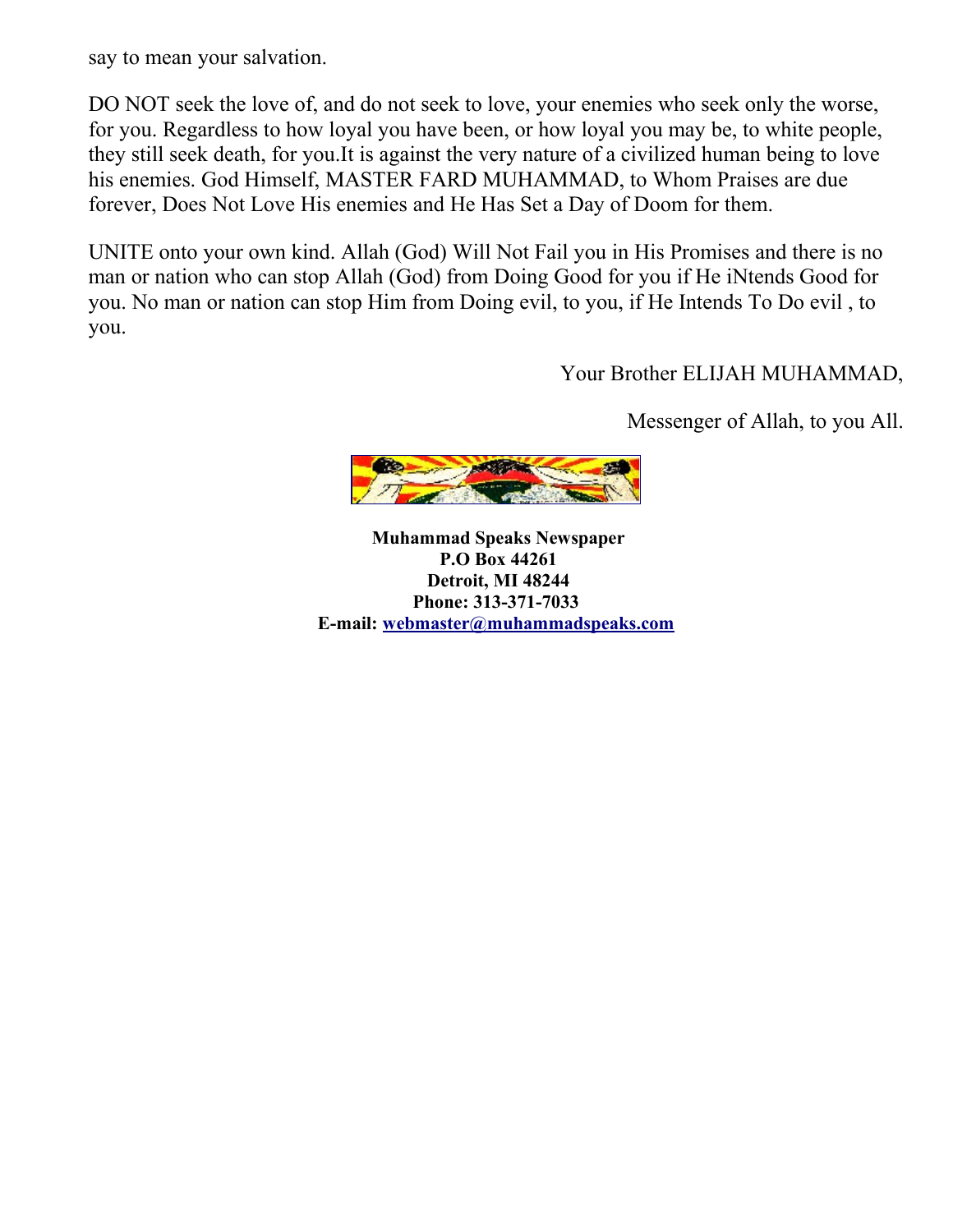say to mean your salvation.

DO NOT seek the love of, and do not seek to love, your enemies who seek only the worse, for you. Regardless to how loyal you have been, or how loyal you may be, to white people, they still seek death, for you.It is against the very nature of a civilized human being to love his enemies. God Himself, MASTER FARD MUHAMMAD, to Whom Praises are due forever, Does Not Love His enemies and He Has Set a Day of Doom for them.

UNITE onto your own kind. Allah (God) Will Not Fail you in His Promises and there is no man or nation who can stop Allah (God) from Doing Good for you if He iNtends Good for you. No man or nation can stop Him from Doing evil, to you, if He Intends To Do evil , to you.

Your Brother ELIJAH MUHAMMAD,

Messenger of Allah, to you All.

**Muhammad Speaks Newspaper**
**P.O Box 44261**
**Detroit, MI 48244**
**Phone: 313-371-7033**
**E-mail: webmaster@muhammadspeaks.com**